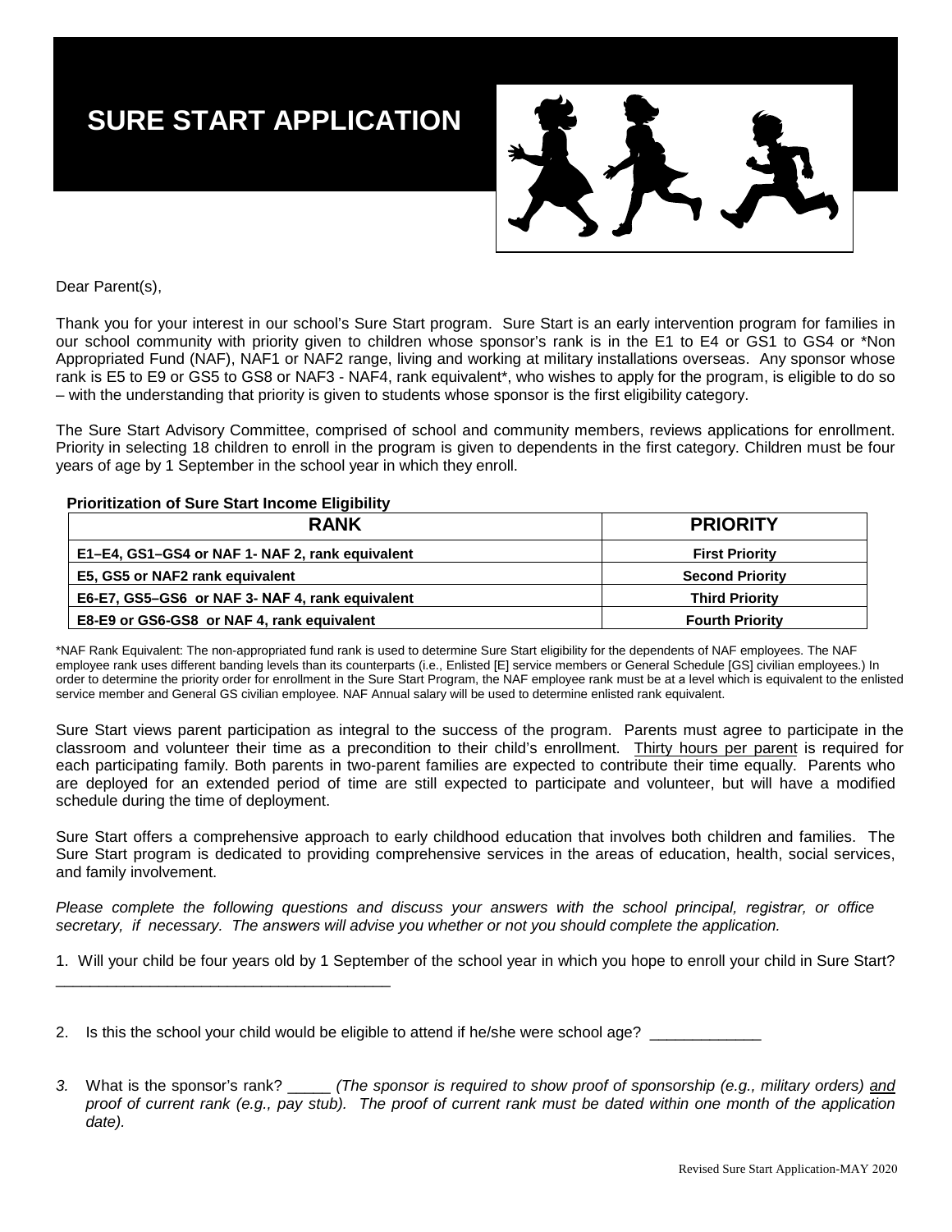# SURE START APPLICATION

Dear Parent(s),

Thank you for your interest in our school's Sure Start program. Sure Start is an early intervention program for families in our school community with priority given to children whose sponsor's rank is in the E1 to E4 or GS1 to GS4 or *Non Appropriated Fund (NAF), NAF1 or NAF2 range, living and working at military installations overseas. Any sponsor whose rank is E5 to E9 or GS5 to GS8 or NAF3 - NAF4, rank equivalent*, who wishes to apply for the program, is eligible to do so – with the understanding that priority is given to students whose sponsor is the first eligibility category.

The Sure Start Advisory Committee, comprised of school and community members, reviews applications for enrollment. Priority in selecting 18 children to enroll in the program is given to dependents in the first category. Children must be four years of age by 1 September in the school year in which they enroll.

**Prioritization of Sure Start Income Eligibility**

| RANK | PRIORITY |
|---|---|
| E1–E4, GS1–GS4 or NAF 1- NAF 2, rank equivalent | First Priority |
| E5, GS5 or NAF2 rank equivalent | Second Priority |
| E6-E7, GS5–GS6 or NAF 3- NAF 4, rank equivalent | Third Priority |
| E8-E9 or GS6-GS8 or NAF 4, rank equivalent | Fourth Priority |

*NAF Rank Equivalent: The non-appropriated fund rank is used to determine Sure Start eligibility for the dependents of NAF employees. The NAF employee rank uses different banding levels than its counterparts (i.e., Enlisted [E] service members or General Schedule [GS] civilian employees.) In order to determine the priority order for enrollment in the Sure Start Program, the NAF employee rank must be at a level which is equivalent to the enlisted service member and General GS civilian employee. NAF Annual salary will be used to determine enlisted rank equivalent.

Sure Start views parent participation as integral to the success of the program. Parents must agree to participate in the classroom and volunteer their time as a precondition to their child's enrollment. <u>Thirty hours per parent</u> is required for each participating family. Both parents in two-parent families are expected to contribute their time equally. Parents who are deployed for an extended period of time are still expected to participate and volunteer, but will have a modified schedule during the time of deployment.

Sure Start offers a comprehensive approach to early childhood education that involves both children and families. The Sure Start program is dedicated to providing comprehensive services in the areas of education, health, social services, and family involvement.

*Please complete the following questions and discuss your answers with the school principal, registrar, or office secretary, if necessary. The answers will advise you whether or not you should complete the application.*

1. Will your child be four years old by 1 September of the school year in which you hope to enroll your child in Sure Start? ________________________________________

2. Is this the school your child would be eligible to attend if he/she were school age? _____________

3. What is the sponsor's rank? _____ *(The sponsor is required to show proof of sponsorship (e.g., military orders) <u>and</u> proof of current rank (e.g., pay stub). The proof of current rank must be dated within one month of the application date).*

Revised Sure Start Application-MAY 2020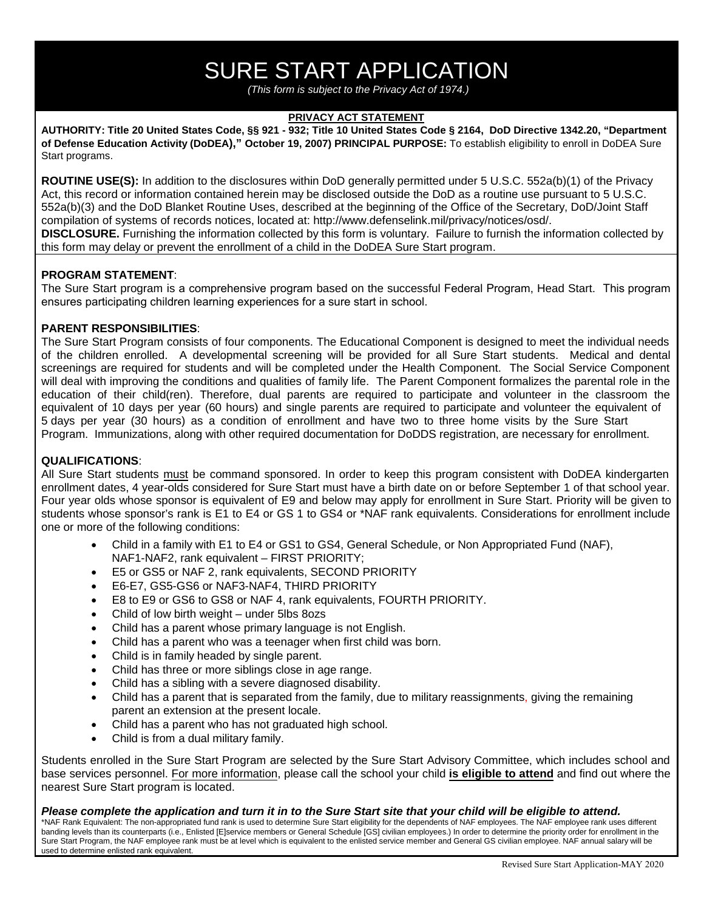# SURE START APPLICATION

*(This form is subject to the Privacy Act of 1974.)*

**PRIVACY ACT STATEMENT**

**AUTHORITY: Title 20 United States Code, §§ 921 - 932; Title 10 United States Code § 2164, DoD Directive 1342.20, "Department of Defense Education Activity (DoDEA)," October 19, 2007) PRINCIPAL PURPOSE:** To establish eligibility to enroll in DoDEA Sure Start programs.

**ROUTINE USE(S):** In addition to the disclosures within DoD generally permitted under 5 U.S.C. 552a(b)(1) of the Privacy Act, this record or information contained herein may be disclosed outside the DoD as a routine use pursuant to 5 U.S.C. 552a(b)(3) and the DoD Blanket Routine Uses, described at the beginning of the Office of the Secretary, DoD/Joint Staff compilation of systems of records notices, located at: http://www.defenselink.mil/privacy/notices/osd/.

**DISCLOSURE.** Furnishing the information collected by this form is voluntary. Failure to furnish the information collected by this form may delay or prevent the enrollment of a child in the DoDEA Sure Start program.

**PROGRAM STATEMENT**:

The Sure Start program is a comprehensive program based on the successful Federal Program, Head Start. This program ensures participating children learning experiences for a sure start in school.

**PARENT RESPONSIBILITIES**:

The Sure Start Program consists of four components. The Educational Component is designed to meet the individual needs of the children enrolled. A developmental screening will be provided for all Sure Start students. Medical and dental screenings are required for students and will be completed under the Health Component. The Social Service Component will deal with improving the conditions and qualities of family life. The Parent Component formalizes the parental role in the education of their child(ren). Therefore, dual parents are required to participate and volunteer in the classroom the equivalent of 10 days per year (60 hours) and single parents are required to participate and volunteer the equivalent of 5 days per year (30 hours) as a condition of enrollment and have two to three home visits by the Sure Start Program. Immunizations, along with other required documentation for DoDDS registration, are necessary for enrollment.

**QUALIFICATIONS**:

All Sure Start students must be command sponsored. In order to keep this program consistent with DoDEA kindergarten enrollment dates, 4 year-olds considered for Sure Start must have a birth date on or before September 1 of that school year. Four year olds whose sponsor is equivalent of E9 and below may apply for enrollment in Sure Start. Priority will be given to students whose sponsor's rank is E1 to E4 or GS 1 to GS4 or *NAF rank equivalents. Considerations for enrollment include one or more of the following conditions:

- Child in a family with E1 to E4 or GS1 to GS4, General Schedule, or Non Appropriated Fund (NAF), NAF1-NAF2, rank equivalent – FIRST PRIORITY;
- E5 or GS5 or NAF 2, rank equivalents, SECOND PRIORITY
- E6-E7, GS5-GS6 or NAF3-NAF4, THIRD PRIORITY
- E8 to E9 or GS6 to GS8 or NAF 4, rank equivalents, FOURTH PRIORITY.
- Child of low birth weight – under 5lbs 8ozs
- Child has a parent whose primary language is not English.
- Child has a parent who was a teenager when first child was born.
- Child is in family headed by single parent.
- Child has three or more siblings close in age range.
- Child has a sibling with a severe diagnosed disability.
- Child has a parent that is separated from the family, due to military reassignments, giving the remaining parent an extension at the present locale.
- Child has a parent who has not graduated high school.
- Child is from a dual military family.

Students enrolled in the Sure Start Program are selected by the Sure Start Advisory Committee, which includes school and base services personnel. For more information, please call the school your child **is eligible to attend** and find out where the nearest Sure Start program is located.

***Please complete the application and turn it in to the Sure Start site that your child will be eligible to attend.***

*NAF Rank Equivalent: The non-appropriated fund rank is used to determine Sure Start eligibility for the dependents of NAF employees. The NAF employee rank uses different banding levels than its counterparts (i.e., Enlisted [E]service members or General Schedule [GS] civilian employees.) In order to determine the priority order for enrollment in the Sure Start Program, the NAF employee rank must be at level which is equivalent to the enlisted service member and General GS civilian employee. NAF annual salary will be used to determine enlisted rank equivalent.

Revised Sure Start Application-MAY 2020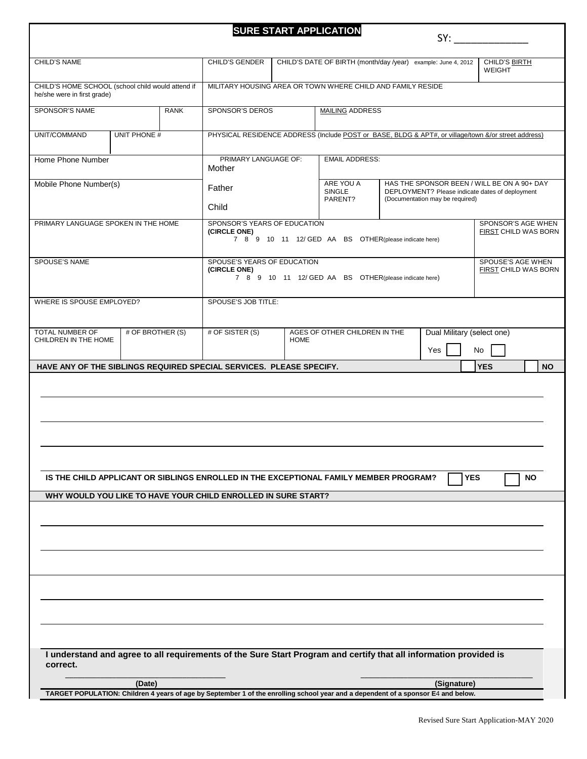# SURE START APPLICATION

SY: _______________

| | | | | | | |
|---|---|---|---|---|---|---|
| CHILD'S NAME | | CHILD'S GENDER | CHILD'S DATE OF BIRTH (month/day /year) example: June 4, 2012 | | | CHILD'S BIRTH WEIGHT |
| CHILD'S HOME SCHOOL (school child would attend if he/she were in first grade) | | MILITARY HOUSING AREA OR TOWN WHERE CHILD AND FAMILY RESIDE | | | | |
| SPONSOR'S NAME | RANK | SPONSOR'S DEROS | MAILING ADDRESS | | | |
| UNIT/COMMAND | UNIT PHONE # | PHYSICAL RESIDENCE ADDRESS (Include POST or BASE, BLDG & APT#, or village/town &/or street address) | | | | |
| Home Phone Number | | PRIMARY LANGUAGE OF: Mother | EMAIL ADDRESS: | | | |
| Mobile Phone Number(s) | | Father<br>Child | ARE YOU A SINGLE PARENT? | HAS THE SPONSOR BEEN / WILL BE ON A 90+ DAY DEPLOYMENT? Please indicate dates of deployment (Documentation may be required) | | |
| PRIMARY LANGUAGE SPOKEN IN THE HOME | | SPONSOR'S YEARS OF EDUCATION **(CIRCLE ONE)** 7 8 9 10 11 12/ GED AA BS OTHER(please indicate here) | | | | SPONSOR'S AGE WHEN FIRST CHILD WAS BORN |
| SPOUSE'S NAME | | SPOUSE'S YEARS OF EDUCATION **(CIRCLE ONE)** 7 8 9 10 11 12/ GED AA BS OTHER(please indicate here) | | | | SPOUSE'S AGE WHEN FIRST CHILD WAS BORN |
| WHERE IS SPOUSE EMPLOYED? | | SPOUSE'S JOB TITLE: | | | | |
| TOTAL NUMBER OF CHILDREN IN THE HOME | # OF BROTHER (S) | # OF SISTER (S) | AGES OF OTHER CHILDREN IN THE HOME | | Dual Military (select one) Yes ☐ No ☐ | |

**HAVE ANY OF THE SIBLINGS REQUIRED SPECIAL SERVICES. PLEASE SPECIFY.** ☐ **YES** ☐ **NO**

_______________________________________________________________

_______________________________________________________________

_______________________________________________________________

_______________________________________________________________

**IS THE CHILD APPLICANT OR SIBLINGS ENROLLED IN THE EXCEPTIONAL FAMILY MEMBER PROGRAM?** ☐ **YES** ☐ **NO**

**WHY WOULD YOU LIKE TO HAVE YOUR CHILD ENROLLED IN SURE START?**

_______________________________________________________________

_______________________________________________________________

_______________________________________________________________

_______________________________________________________________

**I understand and agree to all requirements of the Sure Start Program and certify that all information provided is correct.**

_______________________________ _______________________________

**(Date)** **(Signature)**

**TARGET POPULATION: Children 4 years of age by September 1 of the enrolling school year and a dependent of a sponsor E4 and below.**

Revised Sure Start Application-MAY 2020